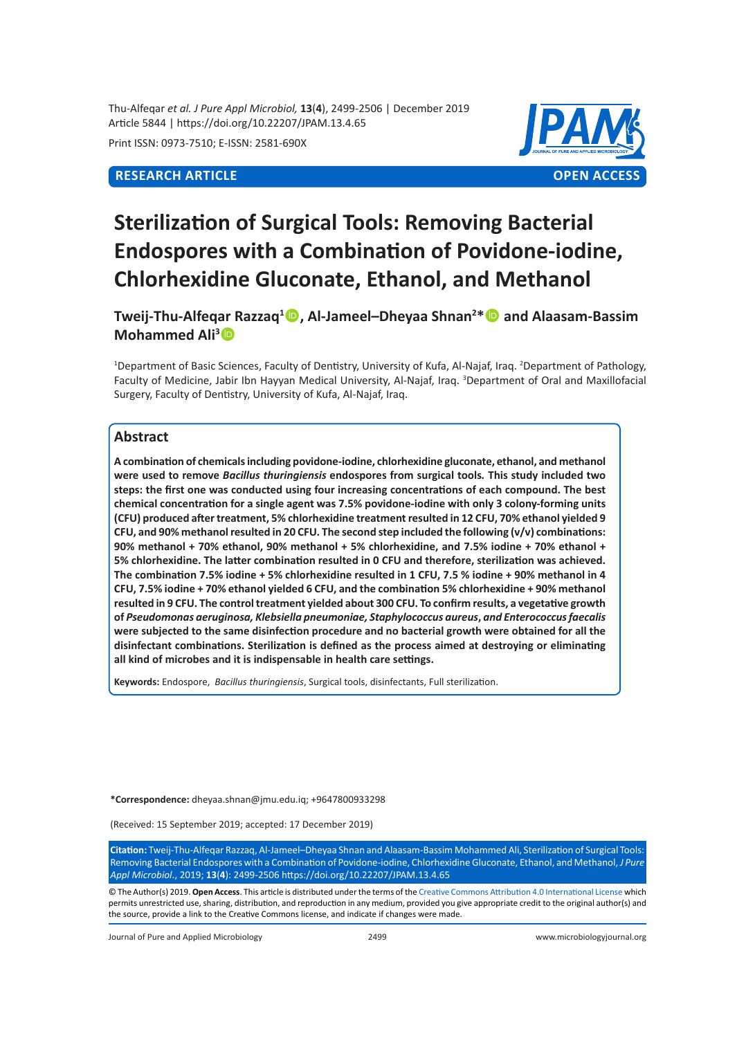Article 5844 | https://doi.org/10.22207/JPAM.13.4.65

Print ISSN: 0973-7510; E-ISSN: 2581-690X

**RESEARCH ARTICLE** **OPEN ACCESS**

# Sterilization of Surgical Tools: Removing Bacterial Endospores with a Combination of Povidone-iodine, Chlorhexidine Gluconate, Ethanol, and Methanol

**Tweij-Thu-Alfeqar Razzaq[1], Al-Jameel–Dheyaa Shnan[2]* and Alaasam-Bassim Mohammed Ali[3]**

[1]Department of Basic Sciences, Faculty of Dentistry, University of Kufa, Al-Najaf, Iraq. [2]Department of Pathology, Faculty of Medicine, Jabir Ibn Hayyan Medical University, Al-Najaf, Iraq. [3]Department of Oral and Maxillofacial Surgery, Faculty of Dentistry, University of Kufa, Al-Najaf, Iraq.

## Abstract

**A combination of chemicals including povidone-iodine, chlorhexidine gluconate, ethanol, and methanol were used to remove *Bacillus thuringiensis* endospores from surgical tools. This study included two steps: the first one was conducted using four increasing concentrations of each compound. The best chemical concentration for a single agent was 7.5% povidone-iodine with only 3 colony-forming units (CFU) produced after treatment, 5% chlorhexidine treatment resulted in 12 CFU, 70% ethanol yielded 9 CFU, and 90% methanol resulted in 20 CFU. The second step included the following (v/v) combinations: 90% methanol + 70% ethanol, 90% methanol + 5% chlorhexidine, and 7.5% iodine + 70% ethanol + 5% chlorhexidine. The latter combination resulted in 0 CFU and therefore, sterilization was achieved. The combination 7.5% iodine + 5% chlorhexidine resulted in 1 CFU, 7.5 % iodine + 90% methanol in 4 CFU, 7.5% iodine + 70% ethanol yielded 6 CFU, and the combination 5% chlorhexidine + 90% methanol resulted in 9 CFU. The control treatment yielded about 300 CFU. To confirm results, a vegetative growth of *Pseudomonas aeruginosa, Klebsiella pneumoniae, Staphylococcus aureus, and Enterococcus faecalis* were subjected to the same disinfection procedure and no bacterial growth were obtained for all the disinfectant combinations. Sterilization is defined as the process aimed at destroying or eliminating all kind of microbes and it is indispensable in health care settings.**

**Keywords:** Endospore, *Bacillus thuringiensis*, Surgical tools, disinfectants, Full sterilization.

***Correspondence:** dheyaa.shnan@jmu.edu.iq; +9647800933298

(Received: 15 September 2019; accepted: 17 December 2019)

**Citation:** Tweij-Thu-Alfeqar Razzaq, Al-Jameel–Dheyaa Shnan and Alaasam-Bassim Mohammed Ali, Sterilization of Surgical Tools: Removing Bacterial Endospores with a Combination of Povidone-iodine, Chlorhexidine Gluconate, Ethanol, and Methanol, *J Pure Appl Microbiol*., 2019; **13**(**4**): 2499-2506 https://doi.org/10.22207/JPAM.13.4.65

© The Author(s) 2019. **Open Access**. This article is distributed under the terms of the Creative Commons Attribution 4.0 International License which permits unrestricted use, sharing, distribution, and reproduction in any medium, provided you give appropriate credit to the original author(s) and the source, provide a link to the Creative Commons license, and indicate if changes were made.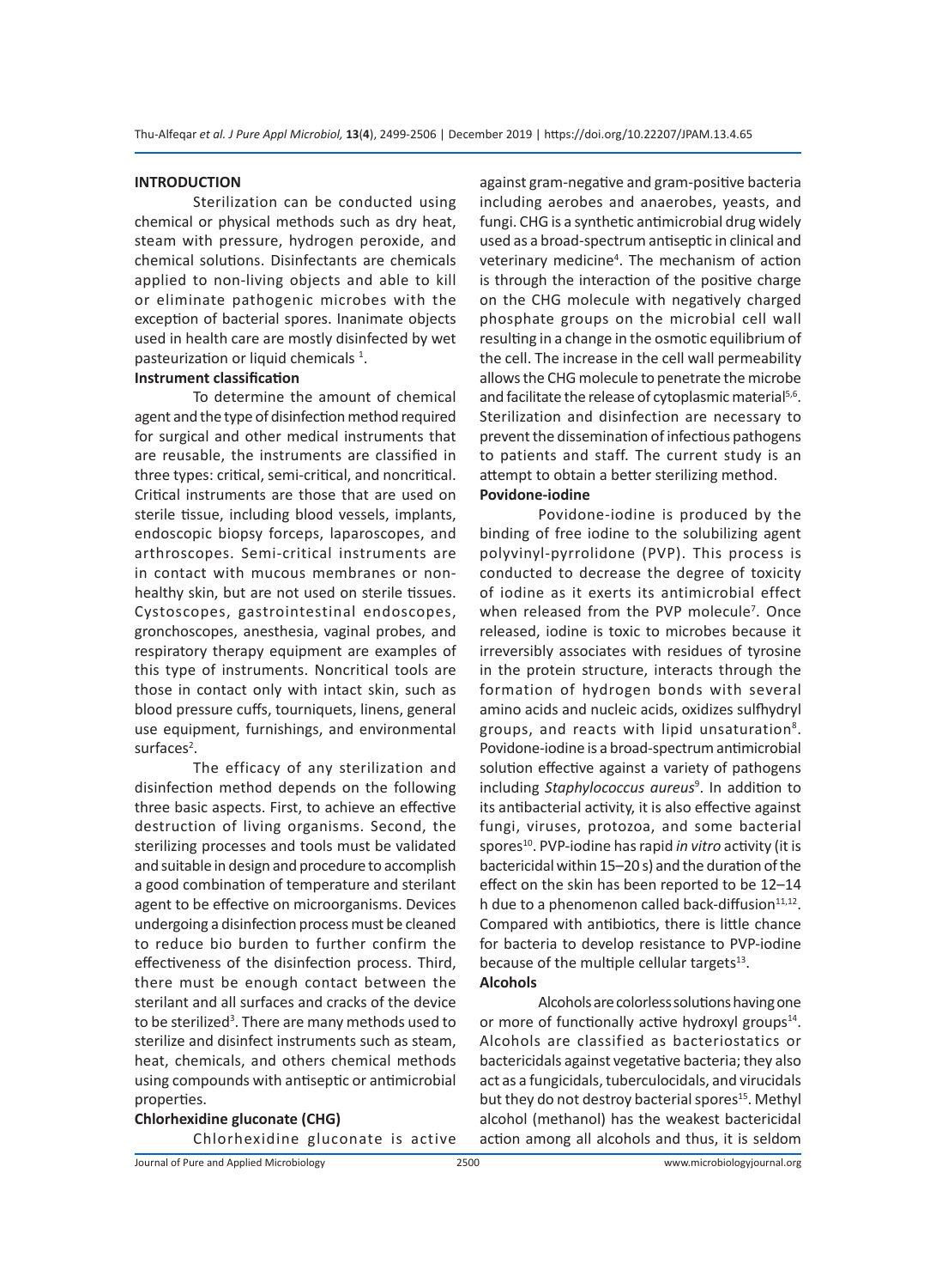## INTRODUCTION

Sterilization can be conducted using chemical or physical methods such as dry heat, steam with pressure, hydrogen peroxide, and chemical solutions. Disinfectants are chemicals applied to non-living objects and able to kill or eliminate pathogenic microbes with the exception of bacterial spores. Inanimate objects used in health care are mostly disinfected by wet pasteurization or liquid chemicals [1].

### Instrument classification

To determine the amount of chemical agent and the type of disinfection method required for surgical and other medical instruments that are reusable, the instruments are classified in three types: critical, semi-critical, and noncritical. Critical instruments are those that are used on sterile tissue, including blood vessels, implants, endoscopic biopsy forceps, laparoscopes, and arthroscopes. Semi-critical instruments are in contact with mucous membranes or non-healthy skin, but are not used on sterile tissues. Cystoscopes, gastrointestinal endoscopes, gronchoscopes, anesthesia, vaginal probes, and respiratory therapy equipment are examples of this type of instruments. Noncritical tools are those in contact only with intact skin, such as blood pressure cuffs, tourniquets, linens, general use equipment, furnishings, and environmental surfaces[2].

The efficacy of any sterilization and disinfection method depends on the following three basic aspects. First, to achieve an effective destruction of living organisms. Second, the sterilizing processes and tools must be validated and suitable in design and procedure to accomplish a good combination of temperature and sterilant agent to be effective on microorganisms. Devices undergoing a disinfection process must be cleaned to reduce bio burden to further confirm the effectiveness of the disinfection process. Third, there must be enough contact between the sterilant and all surfaces and cracks of the device to be sterilized[3]. There are many methods used to sterilize and disinfect instruments such as steam, heat, chemicals, and others chemical methods using compounds with antiseptic or antimicrobial properties.

### Chlorhexidine gluconate (CHG)

Chlorhexidine gluconate is active against gram-negative and gram-positive bacteria including aerobes and anaerobes, yeasts, and fungi. CHG is a synthetic antimicrobial drug widely used as a broad-spectrum antiseptic in clinical and veterinary medicine[4]. The mechanism of action is through the interaction of the positive charge on the CHG molecule with negatively charged phosphate groups on the microbial cell wall resulting in a change in the osmotic equilibrium of the cell. The increase in the cell wall permeability allows the CHG molecule to penetrate the microbe and facilitate the release of cytoplasmic material[5,6]. Sterilization and disinfection are necessary to prevent the dissemination of infectious pathogens to patients and staff. The current study is an attempt to obtain a better sterilizing method.

### Povidone-iodine

Povidone-iodine is produced by the binding of free iodine to the solubilizing agent polyvinyl-pyrrolidone (PVP). This process is conducted to decrease the degree of toxicity of iodine as it exerts its antimicrobial effect when released from the PVP molecule[7]. Once released, iodine is toxic to microbes because it irreversibly associates with residues of tyrosine in the protein structure, interacts through the formation of hydrogen bonds with several amino acids and nucleic acids, oxidizes sulfhydryl groups, and reacts with lipid unsaturation[8]. Povidone-iodine is a broad-spectrum antimicrobial solution effective against a variety of pathogens including *Staphylococcus aureus*[9]. In addition to its antibacterial activity, it is also effective against fungi, viruses, protozoa, and some bacterial spores[10]. PVP-iodine has rapid *in vitro* activity (it is bactericidal within 15–20 s) and the duration of the effect on the skin has been reported to be 12–14 h due to a phenomenon called back-diffusion[11,12]. Compared with antibiotics, there is little chance for bacteria to develop resistance to PVP-iodine because of the multiple cellular targets[13].

### Alcohols

Alcohols are colorless solutions having one or more of functionally active hydroxyl groups[14]. Alcohols are classified as bacteriostatics or bactericidals against vegetative bacteria; they also act as a fungicidals, tuberculocidals, and virucidals but they do not destroy bacterial spores[15]. Methyl alcohol (methanol) has the weakest bactericidal action among all alcohols and thus, it is seldom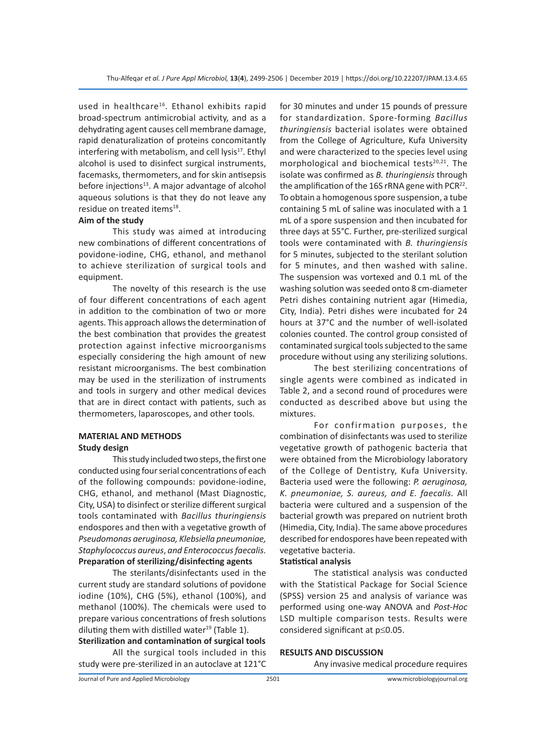used in healthcare[16]. Ethanol exhibits rapid broad-spectrum antimicrobial activity, and as a dehydrating agent causes cell membrane damage, rapid denaturalization of proteins concomitantly interfering with metabolism, and cell lysis[17]. Ethyl alcohol is used to disinfect surgical instruments, facemasks, thermometers, and for skin antisepsis before injections[13]. A major advantage of alcohol aqueous solutions is that they do not leave any residue on treated items[18].

**Aim of the study**

This study was aimed at introducing new combinations of different concentrations of povidone-iodine, CHG, ethanol, and methanol to achieve sterilization of surgical tools and equipment.

The novelty of this research is the use of four different concentrations of each agent in addition to the combination of two or more agents. This approach allows the determination of the best combination that provides the greatest protection against infective microorganisms especially considering the high amount of new resistant microorganisms. The best combination may be used in the sterilization of instruments and tools in surgery and other medical devices that are in direct contact with patients, such as thermometers, laparoscopes, and other tools.

## MATERIAL AND METHODS

### Study design

This study included two steps, the first one conducted using four serial concentrations of each of the following compounds: povidone-iodine, CHG, ethanol, and methanol (Mast Diagnostic, City, USA) to disinfect or sterilize different surgical tools contaminated with *Bacillus thuringiensis* endospores and then with a vegetative growth of *Pseudomonas aeruginosa, Klebsiella pneumoniae, Staphylococcus aureus*, *and Enterococcus faecalis.*

### Preparation of sterilizing/disinfecting agents

The sterilants/disinfectants used in the current study are standard solutions of povidone iodine (10%), CHG (5%), ethanol (100%), and methanol (100%). The chemicals were used to prepare various concentrations of fresh solutions diluting them with distilled water[19] (Table 1).

### Sterilization and contamination of surgical tools

All the surgical tools included in this study were pre-sterilized in an autoclave at 121°C for 30 minutes and under 15 pounds of pressure for standardization. Spore-forming *Bacillus thuringiensis* bacterial isolates were obtained from the College of Agriculture, Kufa University and were characterized to the species level using morphological and biochemical tests[20,21]. The isolate was confirmed as *B. thuringiensis* through the amplification of the 16S rRNA gene with PCR[22]. To obtain a homogenous spore suspension, a tube containing 5 mL of saline was inoculated with a 1 mL of a spore suspension and then incubated for three days at 55°C. Further, pre-sterilized surgical tools were contaminated with *B. thuringiensis* for 5 minutes, subjected to the sterilant solution for 5 minutes, and then washed with saline. The suspension was vortexed and 0.1 mL of the washing solution was seeded onto 8 cm-diameter Petri dishes containing nutrient agar (Himedia, City, India). Petri dishes were incubated for 24 hours at 37°C and the number of well-isolated colonies counted. The control group consisted of contaminated surgical tools subjected to the same procedure without using any sterilizing solutions.

The best sterilizing concentrations of single agents were combined as indicated in Table 2, and a second round of procedures were conducted as described above but using the mixtures.

For confirmation purposes, the combination of disinfectants was used to sterilize vegetative growth of pathogenic bacteria that were obtained from the Microbiology laboratory of the College of Dentistry, Kufa University. Bacteria used were the following: *P. aeruginosa, K. pneumoniae, S. aureus, and E. faecalis.* All bacteria were cultured and a suspension of the bacterial growth was prepared on nutrient broth (Himedia, City, India). The same above procedures described for endospores have been repeated with vegetative bacteria.

### Statistical analysis

The statistical analysis was conducted with the Statistical Package for Social Science (SPSS) version 25 and analysis of variance was performed using one-way ANOVA and *Post-Hoc* LSD multiple comparison tests. Results were considered significant at $p \leq 0.05$.

## RESULTS AND DISCUSSION

Any invasive medical procedure requires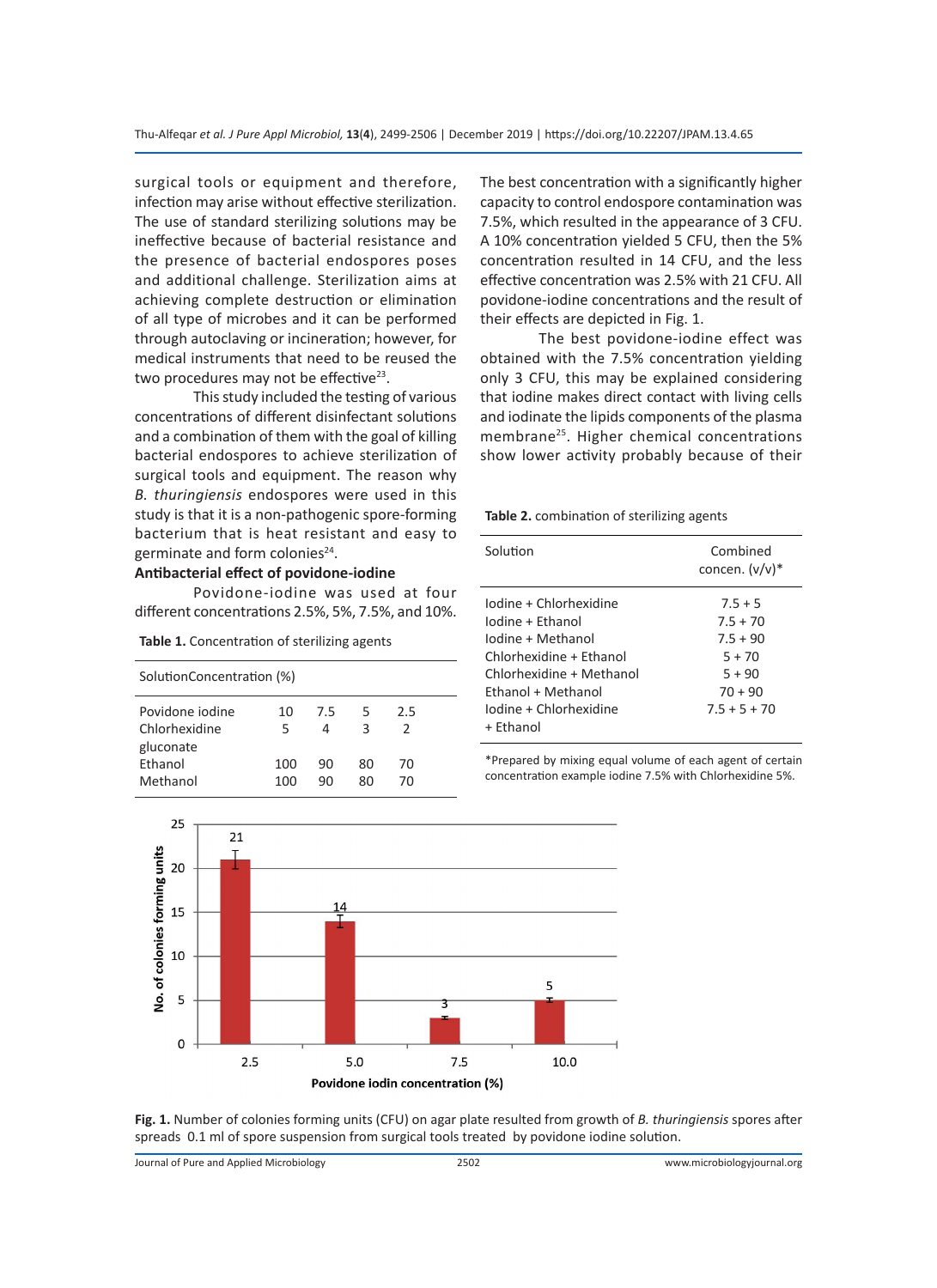surgical tools or equipment and therefore, infection may arise without effective sterilization. The use of standard sterilizing solutions may be ineffective because of bacterial resistance and the presence of bacterial endospores poses and additional challenge. Sterilization aims at achieving complete destruction or elimination of all type of microbes and it can be performed through autoclaving or incineration; however, for medical instruments that need to be reused the two procedures may not be effective[23].

This study included the testing of various concentrations of different disinfectant solutions and a combination of them with the goal of killing bacterial endospores to achieve sterilization of surgical tools and equipment. The reason why *B. thuringiensis* endospores were used in this study is that it is a non-pathogenic spore-forming bacterium that is heat resistant and easy to germinate and form colonies[24].

### Antibacterial effect of povidone-iodine

Povidone-iodine was used at four different concentrations 2.5%, 5%, 7.5%, and 10%.

**Table 1.** Concentration of sterilizing agents

| Solution | Concentration (%) | | | |
|---|---|---|---|---|
| Povidone iodine | 10 | 7.5 | 5 | 2.5 |
| Chlorhexidine gluconate | 5 | 4 | 3 | 2 |
| Ethanol | 100 | 90 | 80 | 70 |
| Methanol | 100 | 90 | 80 | 70 |

The best concentration with a significantly higher capacity to control endospore contamination was 7.5%, which resulted in the appearance of 3 CFU. A 10% concentration yielded 5 CFU, then the 5% concentration resulted in 14 CFU, and the less effective concentration was 2.5% with 21 CFU. All povidone-iodine concentrations and the result of their effects are depicted in Fig. 1.

The best povidone-iodine effect was obtained with the 7.5% concentration yielding only 3 CFU, this may be explained considering that iodine makes direct contact with living cells and iodinate the lipids components of the plasma membrane[25]. Higher chemical concentrations show lower activity probably because of their

**Table 2.** combination of sterilizing agents

| Solution | Combined concen. (v/v)* |
|---|---|
| Iodine + Chlorhexidine | 7.5 + 5 |
| Iodine + Ethanol | 7.5 + 70 |
| Iodine + Methanol | 7.5 + 90 |
| Chlorhexidine + Ethanol | 5 + 70 |
| Chlorhexidine + Methanol | 5 + 90 |
| Ethanol + Methanol | 70 + 90 |
| Iodine + Chlorhexidine + Ethanol | 7.5 + 5 + 70 |

*Prepared by mixing equal volume of each agent of certain concentration example iodine 7.5% with Chlorhexidine 5%.

**Fig. 1.** Number of colonies forming units (CFU) on agar plate resulted from growth of *B. thuringiensis* spores after spreads 0.1 ml of spore suspension from surgical tools treated by povidone iodine solution.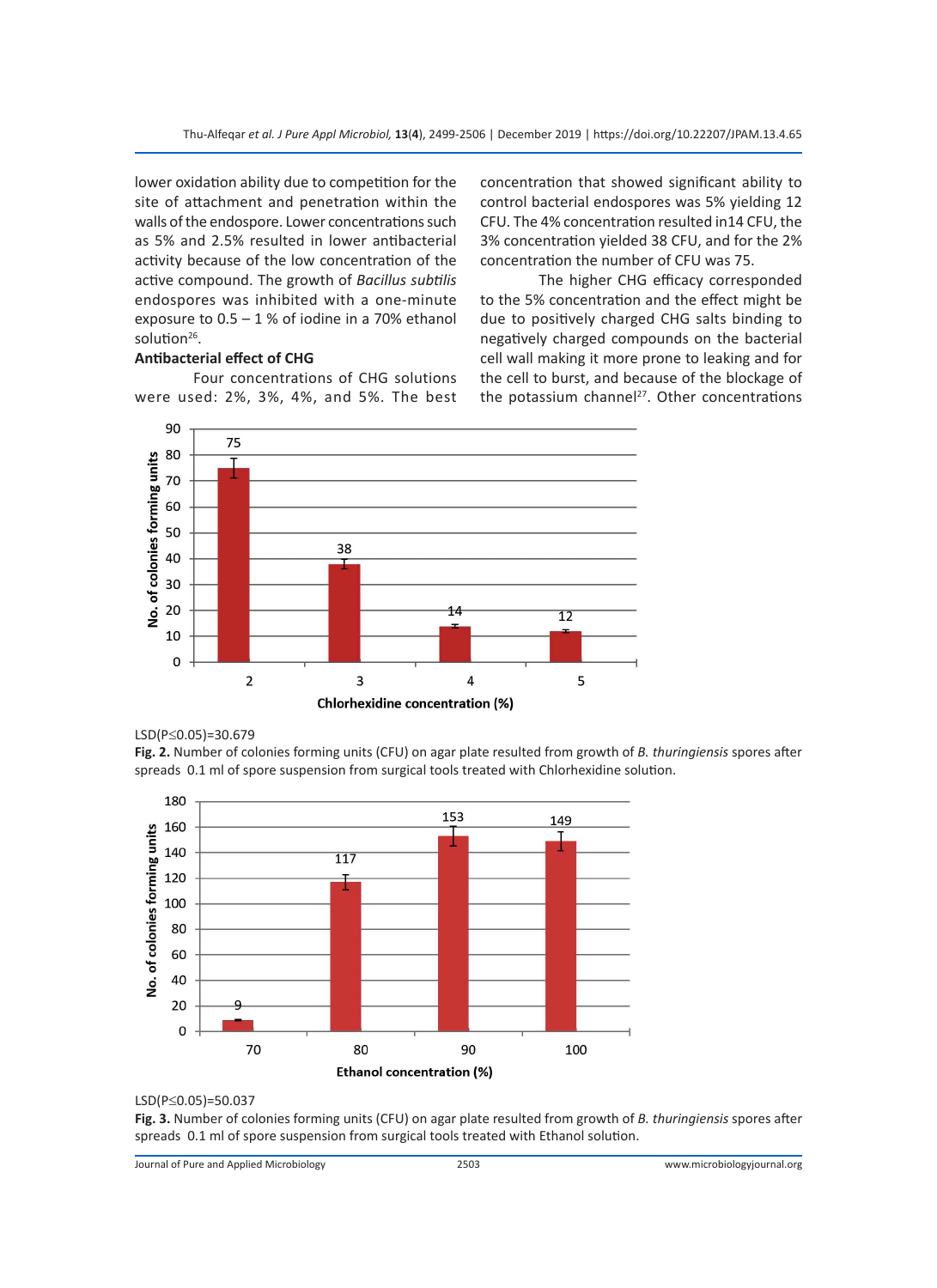lower oxidation ability due to competition for the site of attachment and penetration within the walls of the endospore. Lower concentrations such as 5% and 2.5% resulted in lower antibacterial activity because of the low concentration of the active compound. The growth of *Bacillus subtilis* endospores was inhibited with a one-minute exposure to 0.5 – 1 % of iodine in a 70% ethanol solution[26].

**Antibacterial effect of CHG**

Four concentrations of CHG solutions were used: 2%, 3%, 4%, and 5%. The best concentration that showed significant ability to control bacterial endospores was 5% yielding 12 CFU. The 4% concentration resulted in14 CFU, the 3% concentration yielded 38 CFU, and for the 2% concentration the number of CFU was 75.

The higher CHG efficacy corresponded to the 5% concentration and the effect might be due to positively charged CHG salts binding to negatively charged compounds on the bacterial cell wall making it more prone to leaking and for the cell to burst, and because of the blockage of the potassium channel[27]. Other concentrations

LSD(P≤0.05)=30.679

**Fig. 2.** Number of colonies forming units (CFU) on agar plate resulted from growth of *B. thuringiensis* spores after spreads 0.1 ml of spore suspension from surgical tools treated with Chlorhexidine solution.

LSD(P≤0.05)=50.037

**Fig. 3.** Number of colonies forming units (CFU) on agar plate resulted from growth of *B. thuringiensis* spores after spreads 0.1 ml of spore suspension from surgical tools treated with Ethanol solution.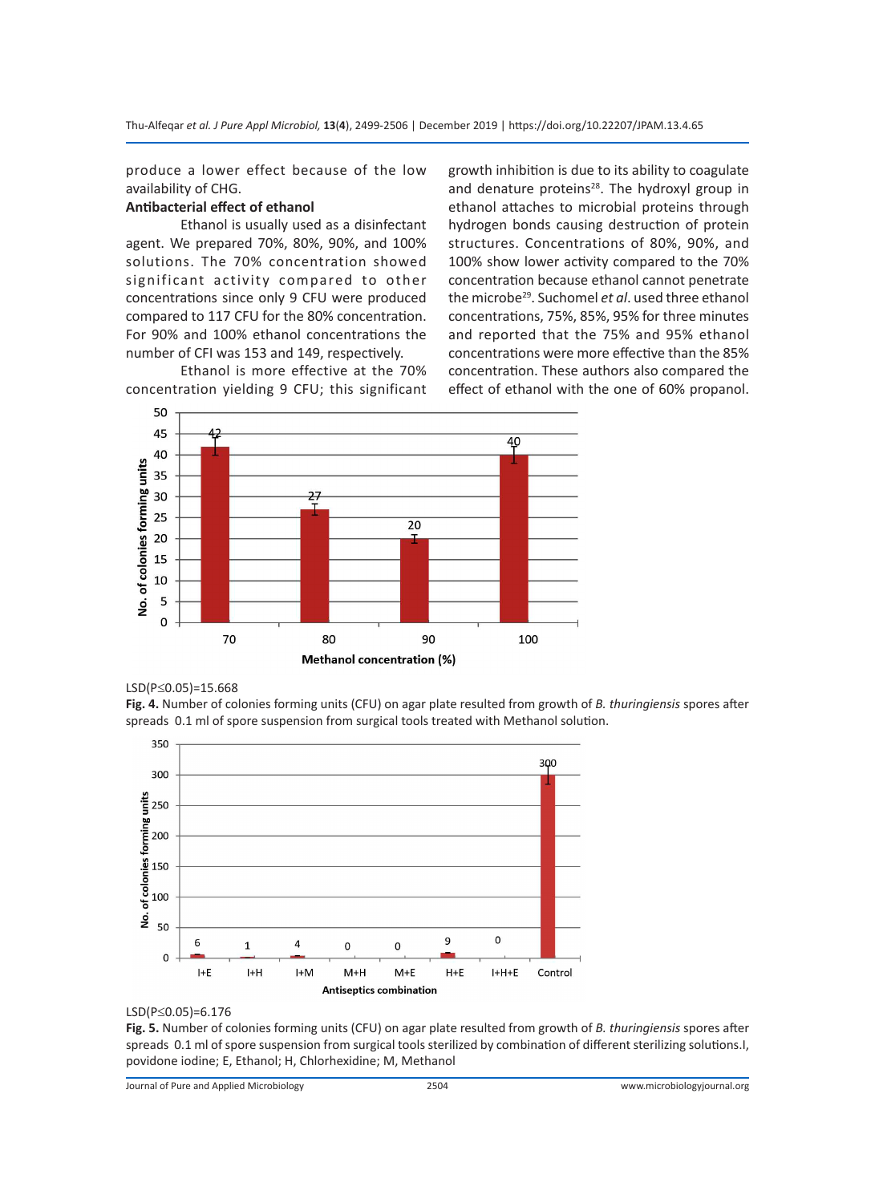produce a lower effect because of the low availability of CHG.

**Antibacterial effect of ethanol**

Ethanol is usually used as a disinfectant agent. We prepared 70%, 80%, 90%, and 100% solutions. The 70% concentration showed significant activity compared to other concentrations since only 9 CFU were produced compared to 117 CFU for the 80% concentration. For 90% and 100% ethanol concentrations the number of CFI was 153 and 149, respectively.

Ethanol is more effective at the 70% concentration yielding 9 CFU; this significant growth inhibition is due to its ability to coagulate and denature proteins[28]. The hydroxyl group in ethanol attaches to microbial proteins through hydrogen bonds causing destruction of protein structures. Concentrations of 80%, 90%, and 100% show lower activity compared to the 70% concentration because ethanol cannot penetrate the microbe[29]. Suchomel *et al.* used three ethanol concentrations, 75%, 85%, 95% for three minutes and reported that the 75% and 95% ethanol concentrations were more effective than the 85% concentration. These authors also compared the effect of ethanol with the one of 60% propanol.

LSD($P \leq 0.05$)=15.668

**Fig. 4.** Number of colonies forming units (CFU) on agar plate resulted from growth of *B. thuringiensis* spores after spreads 0.1 ml of spore suspension from surgical tools treated with Methanol solution.

LSD($P \leq 0.05$)=6.176

**Fig. 5.** Number of colonies forming units (CFU) on agar plate resulted from growth of *B. thuringiensis* spores after spreads 0.1 ml of spore suspension from surgical tools sterilized by combination of different sterilizing solutions.I, povidone iodine; E, Ethanol; H, Chlorhexidine; M, Methanol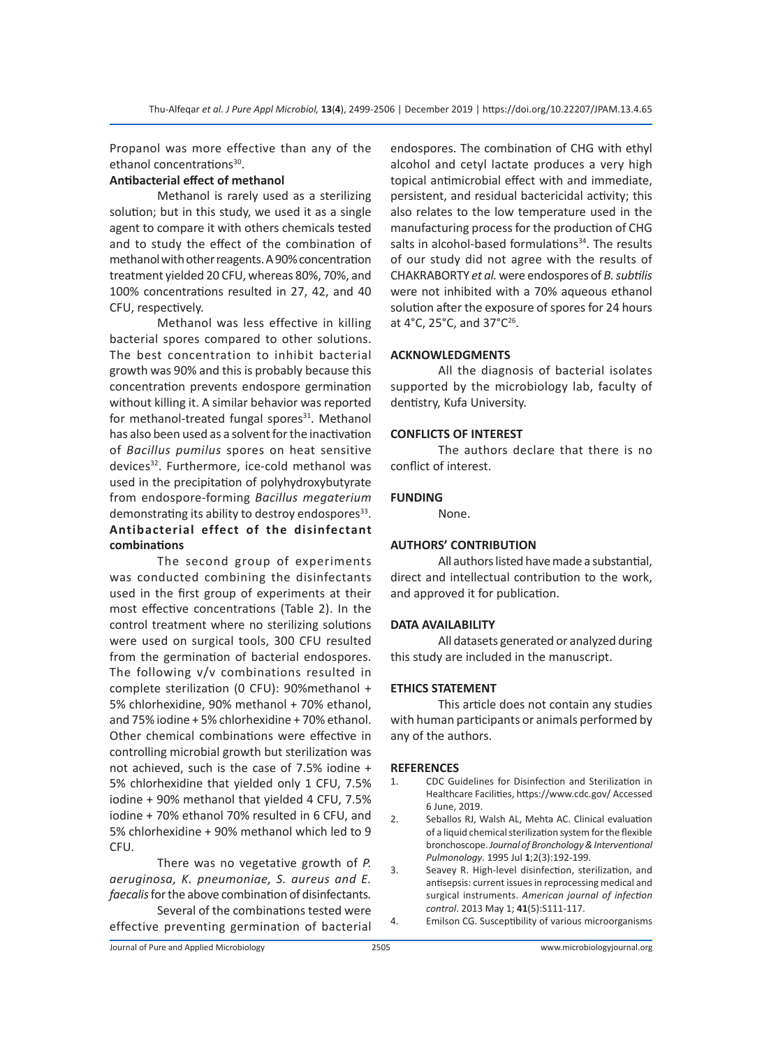Propanol was more effective than any of the ethanol concentrations[30].

**Antibacterial effect of methanol**

Methanol is rarely used as a sterilizing solution; but in this study, we used it as a single agent to compare it with others chemicals tested and to study the effect of the combination of methanol with other reagents. A 90% concentration treatment yielded 20 CFU, whereas 80%, 70%, and 100% concentrations resulted in 27, 42, and 40 CFU, respectively.

Methanol was less effective in killing bacterial spores compared to other solutions. The best concentration to inhibit bacterial growth was 90% and this is probably because this concentration prevents endospore germination without killing it. A similar behavior was reported for methanol-treated fungal spores[31]. Methanol has also been used as a solvent for the inactivation of *Bacillus pumilus* spores on heat sensitive devices[32]. Furthermore, ice-cold methanol was used in the precipitation of polyhydroxybutyrate from endospore-forming *Bacillus megaterium* demonstrating its ability to destroy endospores[33].

**Antibacterial effect of the disinfectant combinations**

The second group of experiments was conducted combining the disinfectants used in the first group of experiments at their most effective concentrations (Table 2). In the control treatment where no sterilizing solutions were used on surgical tools, 300 CFU resulted from the germination of bacterial endospores. The following v/v combinations resulted in complete sterilization (0 CFU): 90%methanol + 5% chlorhexidine, 90% methanol + 70% ethanol, and 75% iodine + 5% chlorhexidine + 70% ethanol. Other chemical combinations were effective in controlling microbial growth but sterilization was not achieved, such is the case of 7.5% iodine + 5% chlorhexidine that yielded only 1 CFU, 7.5% iodine + 90% methanol that yielded 4 CFU, 7.5% iodine + 70% ethanol 70% resulted in 6 CFU, and 5% chlorhexidine + 90% methanol which led to 9 CFU.

There was no vegetative growth of *P. aeruginosa, K. pneumoniae, S. aureus and E. faecalis* for the above combination of disinfectants.

Several of the combinations tested were effective preventing germination of bacterial endospores. The combination of CHG with ethyl alcohol and cetyl lactate produces a very high topical antimicrobial effect with and immediate, persistent, and residual bactericidal activity; this also relates to the low temperature used in the manufacturing process for the production of CHG salts in alcohol-based formulations[34]. The results of our study did not agree with the results of CHAKRABORTY *et al.* were endospores of *B. subtilis* were not inhibited with a 70% aqueous ethanol solution after the exposure of spores for 24 hours at 4°C, 25°C, and 37°C[26].

## ACKNOWLEDGMENTS

All the diagnosis of bacterial isolates supported by the microbiology lab, faculty of dentistry, Kufa University.

## CONFLICTS OF INTEREST

The authors declare that there is no conflict of interest.

## FUNDING

None.

## AUTHORS' CONTRIBUTION

All authors listed have made a substantial, direct and intellectual contribution to the work, and approved it for publication.

## DATA AVAILABILITY

All datasets generated or analyzed during this study are included in the manuscript.

## ETHICS STATEMENT

This article does not contain any studies with human participants or animals performed by any of the authors.

## REFERENCES

1. CDC Guidelines for Disinfection and Sterilization in Healthcare Facilities, https://www.cdc.gov/ Accessed 6 June, 2019.
2. Seballos RJ, Walsh AL, Mehta AC. Clinical evaluation of a liquid chemical sterilization system for the flexible bronchoscope. *Journal of Bronchology & Interventional Pulmonology*. 1995 Jul **1**;2(3):192-199.
3. Seavey R. High-level disinfection, sterilization, and antisepsis: current issues in reprocessing medical and surgical instruments. *American journal of infection control*. 2013 May 1; **41**(5):S111-117.
4. Emilson CG. Susceptibility of various microorganisms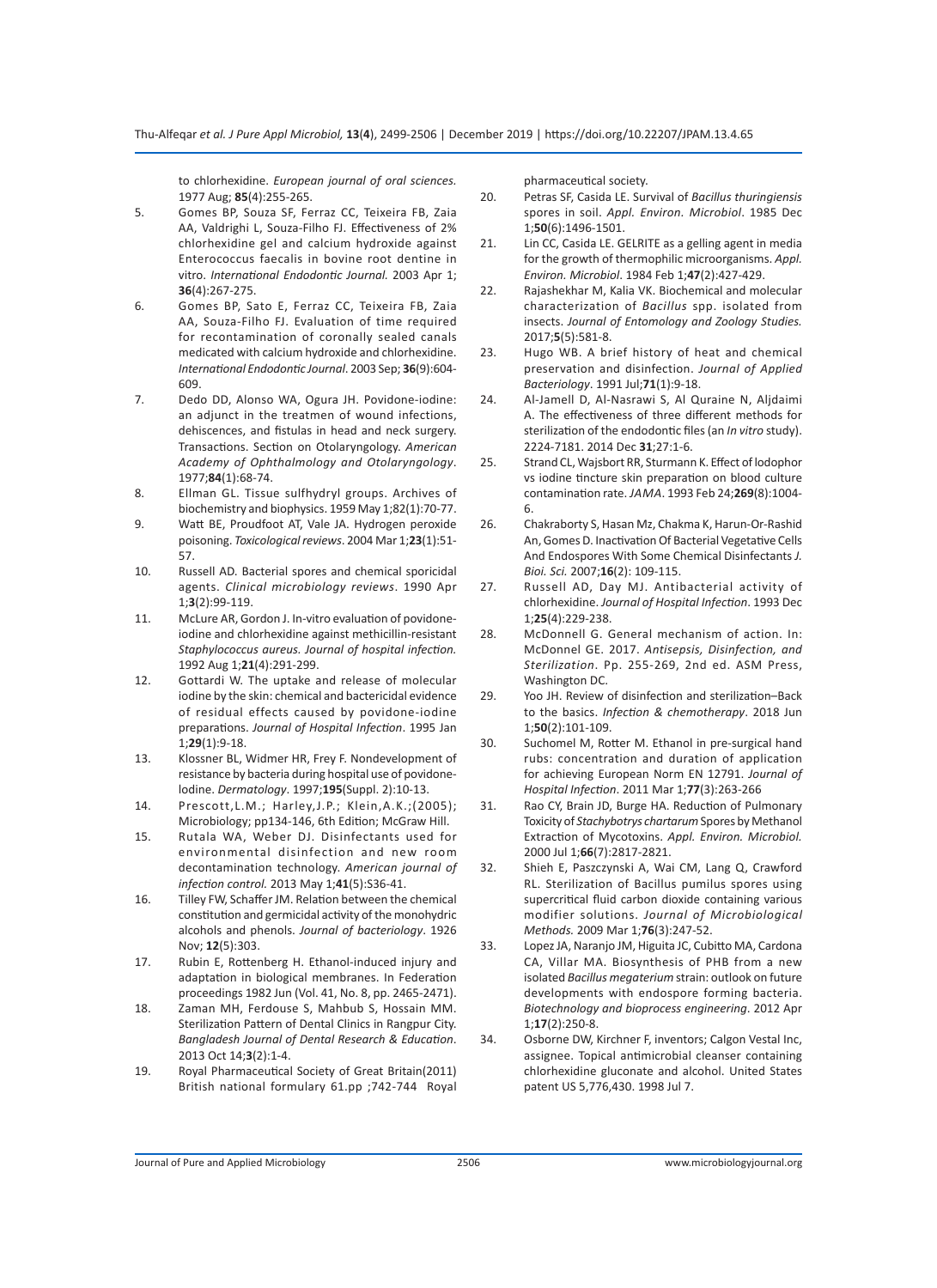to chlorhexidine. *European journal of oral sciences.* 1977 Aug; **85**(4):255-265.

5. Gomes BP, Souza SF, Ferraz CC, Teixeira FB, Zaia AA, Valdrighi L, Souza-Filho FJ. Effectiveness of 2% chlorhexidine gel and calcium hydroxide against Enterococcus faecalis in bovine root dentine in vitro. *International Endodontic Journal.* 2003 Apr 1; **36**(4):267-275.
6. Gomes BP, Sato E, Ferraz CC, Teixeira FB, Zaia AA, Souza-Filho FJ. Evaluation of time required for recontamination of coronally sealed canals medicated with calcium hydroxide and chlorhexidine. *International Endodontic Journal*. 2003 Sep; **36**(9):604-609.
7. Dedo DD, Alonso WA, Ogura JH. Povidone-iodine: an adjunct in the treatmen of wound infections, dehiscences, and fistulas in head and neck surgery. Transactions. Section on Otolaryngology. *American Academy of Ophthalmology and Otolaryngology*. 1977;**84**(1):68-74.
8. Ellman GL. Tissue sulfhydryl groups. Archives of biochemistry and biophysics. 1959 May 1;82(1):70-77.
9. Watt BE, Proudfoot AT, Vale JA. Hydrogen peroxide poisoning. *Toxicological reviews*. 2004 Mar 1;**23**(1):51-57.
10. Russell AD. Bacterial spores and chemical sporicidal agents. *Clinical microbiology reviews*. 1990 Apr 1;**3**(2):99-119.
11. McLure AR, Gordon J. In-vitro evaluation of povidone-iodine and chlorhexidine against methicillin-resistant *Staphylococcus aureus. Journal of hospital infection.* 1992 Aug 1;**21**(4):291-299.
12. Gottardi W. The uptake and release of molecular iodine by the skin: chemical and bactericidal evidence of residual effects caused by povidone-iodine preparations. *Journal of Hospital Infection*. 1995 Jan 1;**29**(1):9-18.
13. Klossner BL, Widmer HR, Frey F. Nondevelopment of resistance by bacteria during hospital use of povidone-Iodine. *Dermatology*. 1997;**195**(Suppl. 2):10-13.
14. Prescott,L.M.; Harley,J.P.; Klein,A.K.;(2005); Microbiology; pp134-146, 6th Edition; McGraw Hill.
15. Rutala WA, Weber DJ. Disinfectants used for environmental disinfection and new room decontamination technology. *American journal of infection control.* 2013 May 1;**41**(5):S36-41.
16. Tilley FW, Schaffer JM. Relation between the chemical constitution and germicidal activity of the monohydric alcohols and phenols. *Journal of bacteriology*. 1926 Nov; **12**(5):303.
17. Rubin E, Rottenberg H. Ethanol-induced injury and adaptation in biological membranes. In Federation proceedings 1982 Jun (Vol. 41, No. 8, pp. 2465-2471).
18. Zaman MH, Ferdouse S, Mahbub S, Hossain MM. Sterilization Pattern of Dental Clinics in Rangpur City. *Bangladesh Journal of Dental Research & Education*. 2013 Oct 14;**3**(2):1-4.
19. Royal Pharmaceutical Society of Great Britain(2011) British national formulary 61.pp ;742-744 Royal pharmaceutical society.
20. Petras SF, Casida LE. Survival of *Bacillus thuringiensis* spores in soil. *Appl. Environ. Microbiol*. 1985 Dec 1;**50**(6):1496-1501.
21. Lin CC, Casida LE. GELRITE as a gelling agent in media for the growth of thermophilic microorganisms. *Appl. Environ. Microbiol*. 1984 Feb 1;**47**(2):427-429.
22. Rajashekhar M, Kalia VK. Biochemical and molecular characterization of *Bacillus* spp. isolated from insects. *Journal of Entomology and Zoology Studies.* 2017;**5**(5):581-8.
23. Hugo WB. A brief history of heat and chemical preservation and disinfection. *Journal of Applied Bacteriology*. 1991 Jul;**71**(1):9-18.
24. Al-Jamell D, Al-Nasrawi S, Al Quraine N, Aljdaimi A. The effectiveness of three different methods for sterilization of the endodontic files (an *In vitro* study). 2224-7181. 2014 Dec **31**;27:1-6.
25. Strand CL, Wajsbort RR, Sturmann K. Effect of Iodophor vs iodine tincture skin preparation on blood culture contamination rate. *JAMA*. 1993 Feb 24;**269**(8):1004-6.
26. Chakraborty S, Hasan Mz, Chakma K, Harun-Or-Rashid An, Gomes D. Inactivation Of Bacterial Vegetative Cells And Endospores With Some Chemical Disinfectants *J. Bioi. Sci.* 2007;**16**(2): 109-115.
27. Russell AD, Day MJ. Antibacterial activity of chlorhexidine. *Journal of Hospital Infection*. 1993 Dec 1;**25**(4):229-238.
28. McDonnell G. General mechanism of action. In: McDonnel GE. 2017. *Antisepsis, Disinfection, and Sterilization*. Pp. 255-269, 2nd ed. ASM Press, Washington DC.
29. Yoo JH. Review of disinfection and sterilization–Back to the basics. *Infection & chemotherapy*. 2018 Jun 1;**50**(2):101-109.
30. Suchomel M, Rotter M. Ethanol in pre-surgical hand rubs: concentration and duration of application for achieving European Norm EN 12791. *Journal of Hospital Infection*. 2011 Mar 1;**77**(3):263-266
31. Rao CY, Brain JD, Burge HA. Reduction of Pulmonary Toxicity of *Stachybotrys chartarum* Spores by Methanol Extraction of Mycotoxins. *Appl. Environ. Microbiol.* 2000 Jul 1;**66**(7):2817-2821.
32. Shieh E, Paszczynski A, Wai CM, Lang Q, Crawford RL. Sterilization of Bacillus pumilus spores using supercritical fluid carbon dioxide containing various modifier solutions. *Journal of Microbiological Methods.* 2009 Mar 1;**76**(3):247-52.
33. Lopez JA, Naranjo JM, Higuita JC, Cubitto MA, Cardona CA, Villar MA. Biosynthesis of PHB from a new isolated *Bacillus megaterium* strain: outlook on future developments with endospore forming bacteria. *Biotechnology and bioprocess engineering*. 2012 Apr 1;**17**(2):250-8.
34. Osborne DW, Kirchner F, inventors; Calgon Vestal Inc, assignee. Topical antimicrobial cleanser containing chlorhexidine gluconate and alcohol. United States patent US 5,776,430. 1998 Jul 7.